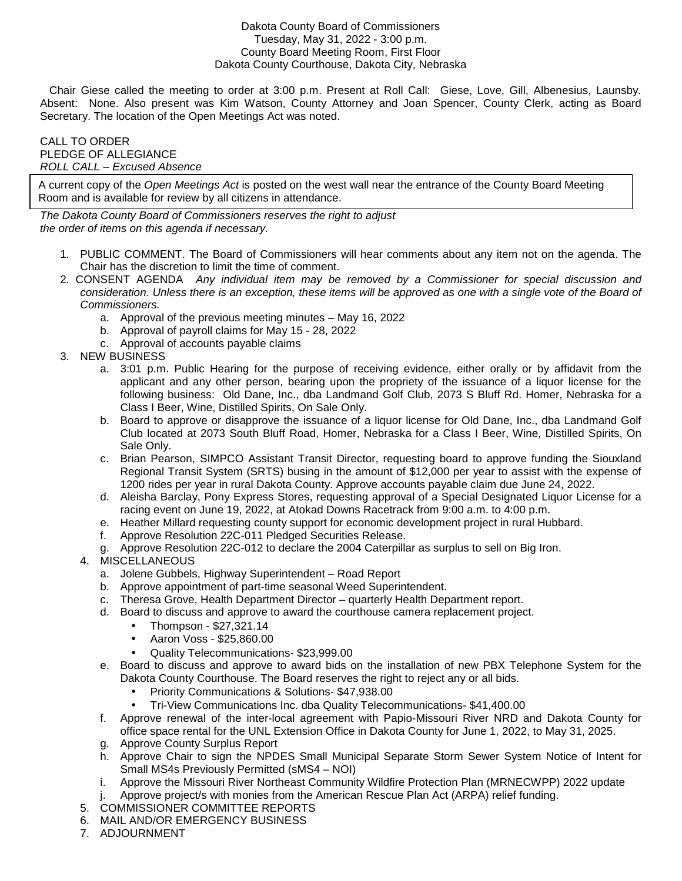Dakota County Board of Commissioners
Tuesday, May 31, 2022 - 3:00 p.m.
County Board Meeting Room, First Floor
Dakota County Courthouse, Dakota City, Nebraska

Chair Giese called the meeting to order at 3:00 p.m. Present at Roll Call: Giese, Love, Gill, Albenesius, Launsby. Absent: None. Also present was Kim Watson, County Attorney and Joan Spencer, County Clerk, acting as Board Secretary. The location of the Open Meetings Act was noted.

CALL TO ORDER
PLEDGE OF ALLEGIANCE
*ROLL CALL – Excused Absence*

A current copy of the *Open Meetings Act* is posted on the west wall near the entrance of the County Board Meeting Room and is available for review by all citizens in attendance.

*The Dakota County Board of Commissioners reserves the right to adjust the order of items on this agenda if necessary.*

1. PUBLIC COMMENT. The Board of Commissioners will hear comments about any item not on the agenda. The Chair has the discretion to limit the time of comment.
2. CONSENT AGENDA *Any individual item may be removed by a Commissioner for special discussion and consideration. Unless there is an exception, these items will be approved as one with a single vote of the Board of Commissioners.*
   a. Approval of the previous meeting minutes – May 16, 2022
   b. Approval of payroll claims for May 15 - 28, 2022
   c. Approval of accounts payable claims
3. NEW BUSINESS
   a. 3:01 p.m. Public Hearing for the purpose of receiving evidence, either orally or by affidavit from the applicant and any other person, bearing upon the propriety of the issuance of a liquor license for the following business: Old Dane, Inc., dba Landmand Golf Club, 2073 S Bluff Rd. Homer, Nebraska for a Class I Beer, Wine, Distilled Spirits, On Sale Only.
   b. Board to approve or disapprove the issuance of a liquor license for Old Dane, Inc., dba Landmand Golf Club located at 2073 South Bluff Road, Homer, Nebraska for a Class I Beer, Wine, Distilled Spirits, On Sale Only.
   c. Brian Pearson, SIMPCO Assistant Transit Director, requesting board to approve funding the Siouxland Regional Transit System (SRTS) busing in the amount of $12,000 per year to assist with the expense of 1200 rides per year in rural Dakota County. Approve accounts payable claim due June 24, 2022.
   d. Aleisha Barclay, Pony Express Stores, requesting approval of a Special Designated Liquor License for a racing event on June 19, 2022, at Atokad Downs Racetrack from 9:00 a.m. to 4:00 p.m.
   e. Heather Millard requesting county support for economic development project in rural Hubbard.
   f. Approve Resolution 22C-011 Pledged Securities Release.
   g. Approve Resolution 22C-012 to declare the 2004 Caterpillar as surplus to sell on Big Iron.
4. MISCELLANEOUS
   a. Jolene Gubbels, Highway Superintendent – Road Report
   b. Approve appointment of part-time seasonal Weed Superintendent.
   c. Theresa Grove, Health Department Director – quarterly Health Department report.
   d. Board to discuss and approve to award the courthouse camera replacement project.
      - Thompson - $27,321.14
      - Aaron Voss - $25,860.00
      - Quality Telecommunications- $23,999.00
   e. Board to discuss and approve to award bids on the installation of new PBX Telephone System for the Dakota County Courthouse. The Board reserves the right to reject any or all bids.
      - Priority Communications & Solutions- $47,938.00
      - Tri-View Communications Inc. dba Quality Telecommunications- $41,400.00
   f. Approve renewal of the inter-local agreement with Papio-Missouri River NRD and Dakota County for office space rental for the UNL Extension Office in Dakota County for June 1, 2022, to May 31, 2025.
   g. Approve County Surplus Report
   h. Approve Chair to sign the NPDES Small Municipal Separate Storm Sewer System Notice of Intent for Small MS4s Previously Permitted (sMS4 – NOI)
   i. Approve the Missouri River Northeast Community Wildfire Protection Plan (MRNECWPP) 2022 update
   j. Approve project/s with monies from the American Rescue Plan Act (ARPA) relief funding.
5. COMMISSIONER COMMITTEE REPORTS
6. MAIL AND/OR EMERGENCY BUSINESS
7. ADJOURNMENT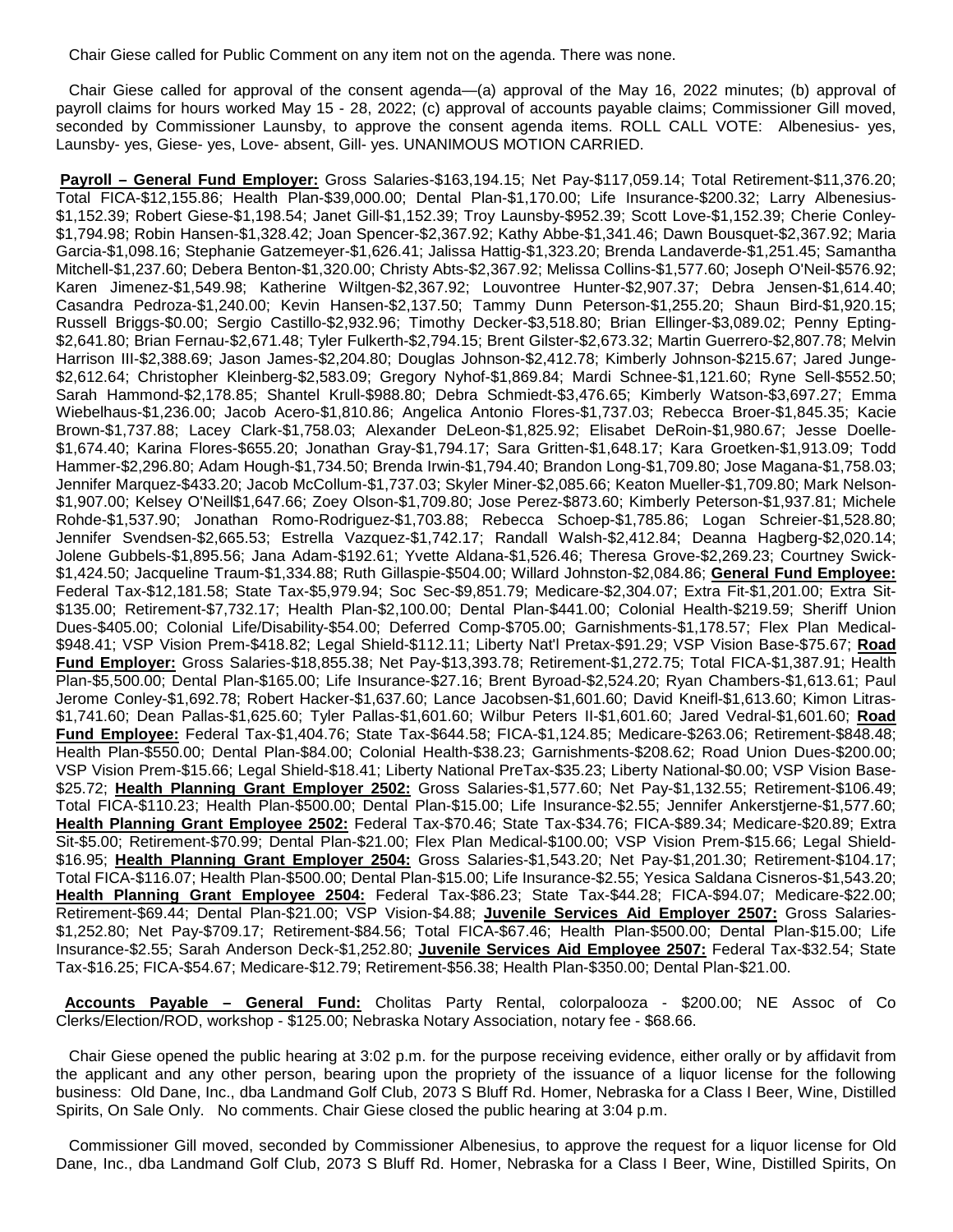Chair Giese called for Public Comment on any item not on the agenda. There was none.

Chair Giese called for approval of the consent agenda—(a) approval of the May 16, 2022 minutes; (b) approval of payroll claims for hours worked May 15 - 28, 2022; (c) approval of accounts payable claims; Commissioner Gill moved, seconded by Commissioner Launsby, to approve the consent agenda items. ROLL CALL VOTE: Albenesius- yes, Launsby- yes, Giese- yes, Love- absent, Gill- yes. UNANIMOUS MOTION CARRIED.

**Payroll – General Fund Employer:** Gross Salaries-$163,194.15; Net Pay-$117,059.14; Total Retirement-$11,376.20; Total FICA-$12,155.86; Health Plan-$39,000.00; Dental Plan-$1,170.00; Life Insurance-$200.32; Larry Albenesius-$1,152.39; Robert Giese-$1,198.54; Janet Gill-$1,152.39; Troy Launsby-$952.39; Scott Love-$1,152.39; Cherie Conley-$1,794.98; Robin Hansen-$1,328.42; Joan Spencer-$2,367.92; Kathy Abbe-$1,341.46; Dawn Bousquet-$2,367.92; Maria Garcia-$1,098.16; Stephanie Gatzemeyer-$1,626.41; Jalissa Hattig-$1,323.20; Brenda Landaverde-$1,251.45; Samantha Mitchell-$1,237.60; Debera Benton-$1,320.00; Christy Abts-$2,367.92; Melissa Collins-$1,577.60; Joseph O'Neil-$576.92; Karen Jimenez-$1,549.98; Katherine Wiltgen-$2,367.92; Louvontree Hunter-$2,907.37; Debra Jensen-$1,614.40; Casandra Pedroza-$1,240.00; Kevin Hansen-$2,137.50; Tammy Dunn Peterson-$1,255.20; Shaun Bird-$1,920.15; Russell Briggs-$0.00; Sergio Castillo-$2,932.96; Timothy Decker-$3,518.80; Brian Ellinger-$3,089.02; Penny Epting-$2,641.80; Brian Fernau-$2,671.48; Tyler Fulkerth-$2,794.15; Brent Gilster-$2,673.32; Martin Guerrero-$2,807.78; Melvin Harrison III-$2,388.69; Jason James-$2,204.80; Douglas Johnson-$2,412.78; Kimberly Johnson-$215.67; Jared Junge-$2,612.64; Christopher Kleinberg-$2,583.09; Gregory Nyhof-$1,869.84; Mardi Schnee-$1,121.60; Ryne Sell-$552.50; Sarah Hammond-$2,178.85; Shantel Krull-$988.80; Debra Schmiedt-$3,476.65; Kimberly Watson-$3,697.27; Emma Wiebelhaus-$1,236.00; Jacob Acero-$1,810.86; Angelica Antonio Flores-$1,737.03; Rebecca Broer-$1,845.35; Kacie Brown-$1,737.88; Lacey Clark-$1,758.03; Alexander DeLeon-$1,825.92; Elisabet DeRoin-$1,980.67; Jesse Doelle-$1,674.40; Karina Flores-$655.20; Jonathan Gray-$1,794.17; Sara Gritten-$1,648.17; Kara Groetken-$1,913.09; Todd Hammer-$2,296.80; Adam Hough-$1,734.50; Brenda Irwin-$1,794.40; Brandon Long-$1,709.80; Jose Magana-$1,758.03; Jennifer Marquez-$433.20; Jacob McCollum-$1,737.03; Skyler Miner-$2,085.66; Keaton Mueller-$1,709.80; Mark Nelson-$1,907.00; Kelsey O'Neill$1,647.66; Zoey Olson-$1,709.80; Jose Perez-$873.60; Kimberly Peterson-$1,937.81; Michele Rohde-$1,537.90; Jonathan Romo-Rodriguez-$1,703.88; Rebecca Schoep-$1,785.86; Logan Schreier-$1,528.80; Jennifer Svendsen-$2,665.53; Estrella Vazquez-$1,742.17; Randall Walsh-$2,412.84; Deanna Hagberg-$2,020.14; Jolene Gubbels-$1,895.56; Jana Adam-$192.61; Yvette Aldana-$1,526.46; Theresa Grove-$2,269.23; Courtney Swick-$1,424.50; Jacqueline Traum-$1,334.88; Ruth Gillaspie-$504.00; Willard Johnston-$2,084.86; **General Fund Employee:** Federal Tax-$12,181.58; State Tax-$5,979.94; Soc Sec-$9,851.79; Medicare-$2,304.07; Extra Fit-$1,201.00; Extra Sit-$135.00; Retirement-$7,732.17; Health Plan-$2,100.00; Dental Plan-$441.00; Colonial Health-$219.59; Sheriff Union Dues-$405.00; Colonial Life/Disability-$54.00; Deferred Comp-$705.00; Garnishments-$1,178.57; Flex Plan Medical-$948.41; VSP Vision Prem-$418.82; Legal Shield-$112.11; Liberty Nat'l Pretax-$91.29; VSP Vision Base-$75.67; **Road Fund Employer:** Gross Salaries-$18,855.38; Net Pay-$13,393.78; Retirement-$1,272.75; Total FICA-$1,387.91; Health Plan-$5,500.00; Dental Plan-$165.00; Life Insurance-$27.16; Brent Byroad-$2,524.20; Ryan Chambers-$1,613.61; Paul Jerome Conley-$1,692.78; Robert Hacker-$1,637.60; Lance Jacobsen-$1,601.60; David Kneifl-$1,613.60; Kimon Litras-$1,741.60; Dean Pallas-$1,625.60; Tyler Pallas-$1,601.60; Wilbur Peters II-$1,601.60; Jared Vedral-$1,601.60; **Road Fund Employee:** Federal Tax-$1,404.76; State Tax-$644.58; FICA-$1,124.85; Medicare-$263.06; Retirement-$848.48; Health Plan-$550.00; Dental Plan-$84.00; Colonial Health-$38.23; Garnishments-$208.62; Road Union Dues-$200.00; VSP Vision Prem-$15.66; Legal Shield-$18.41; Liberty National PreTax-$35.23; Liberty National-$0.00; VSP Vision Base-$25.72; **Health Planning Grant Employer 2502:** Gross Salaries-$1,577.60; Net Pay-$1,132.55; Retirement-$106.49; Total FICA-$110.23; Health Plan-$500.00; Dental Plan-$15.00; Life Insurance-$2.55; Jennifer Ankerstjerne-$1,577.60; **Health Planning Grant Employee 2502:** Federal Tax-$70.46; State Tax-$34.76; FICA-$89.34; Medicare-$20.89; Extra Sit-$5.00; Retirement-$70.99; Dental Plan-$21.00; Flex Plan Medical-$100.00; VSP Vision Prem-$15.66; Legal Shield-$16.95; **Health Planning Grant Employer 2504:** Gross Salaries-$1,543.20; Net Pay-$1,201.30; Retirement-$104.17; Total FICA-$116.07; Health Plan-$500.00; Dental Plan-$15.00; Life Insurance-$2.55; Yesica Saldana Cisneros-$1,543.20; **Health Planning Grant Employee 2504:** Federal Tax-$86.23; State Tax-$44.28; FICA-$94.07; Medicare-$22.00; Retirement-$69.44; Dental Plan-$21.00; VSP Vision-$4.88; **Juvenile Services Aid Employer 2507:** Gross Salaries-$1,252.80; Net Pay-$709.17; Retirement-$84.56; Total FICA-$67.46; Health Plan-$500.00; Dental Plan-$15.00; Life Insurance-$2.55; Sarah Anderson Deck-$1,252.80; **Juvenile Services Aid Employee 2507:** Federal Tax-$32.54; State Tax-$16.25; FICA-$54.67; Medicare-$12.79; Retirement-$56.38; Health Plan-$350.00; Dental Plan-$21.00.

**Accounts Payable – General Fund:** Cholitas Party Rental, colorpalooza - $200.00; NE Assoc of Co Clerks/Election/ROD, workshop - $125.00; Nebraska Notary Association, notary fee - $68.66.

Chair Giese opened the public hearing at 3:02 p.m. for the purpose receiving evidence, either orally or by affidavit from the applicant and any other person, bearing upon the propriety of the issuance of a liquor license for the following business: Old Dane, Inc., dba Landmand Golf Club, 2073 S Bluff Rd. Homer, Nebraska for a Class I Beer, Wine, Distilled Spirits, On Sale Only. No comments. Chair Giese closed the public hearing at 3:04 p.m.

Commissioner Gill moved, seconded by Commissioner Albenesius, to approve the request for a liquor license for Old Dane, Inc., dba Landmand Golf Club, 2073 S Bluff Rd. Homer, Nebraska for a Class I Beer, Wine, Distilled Spirits, On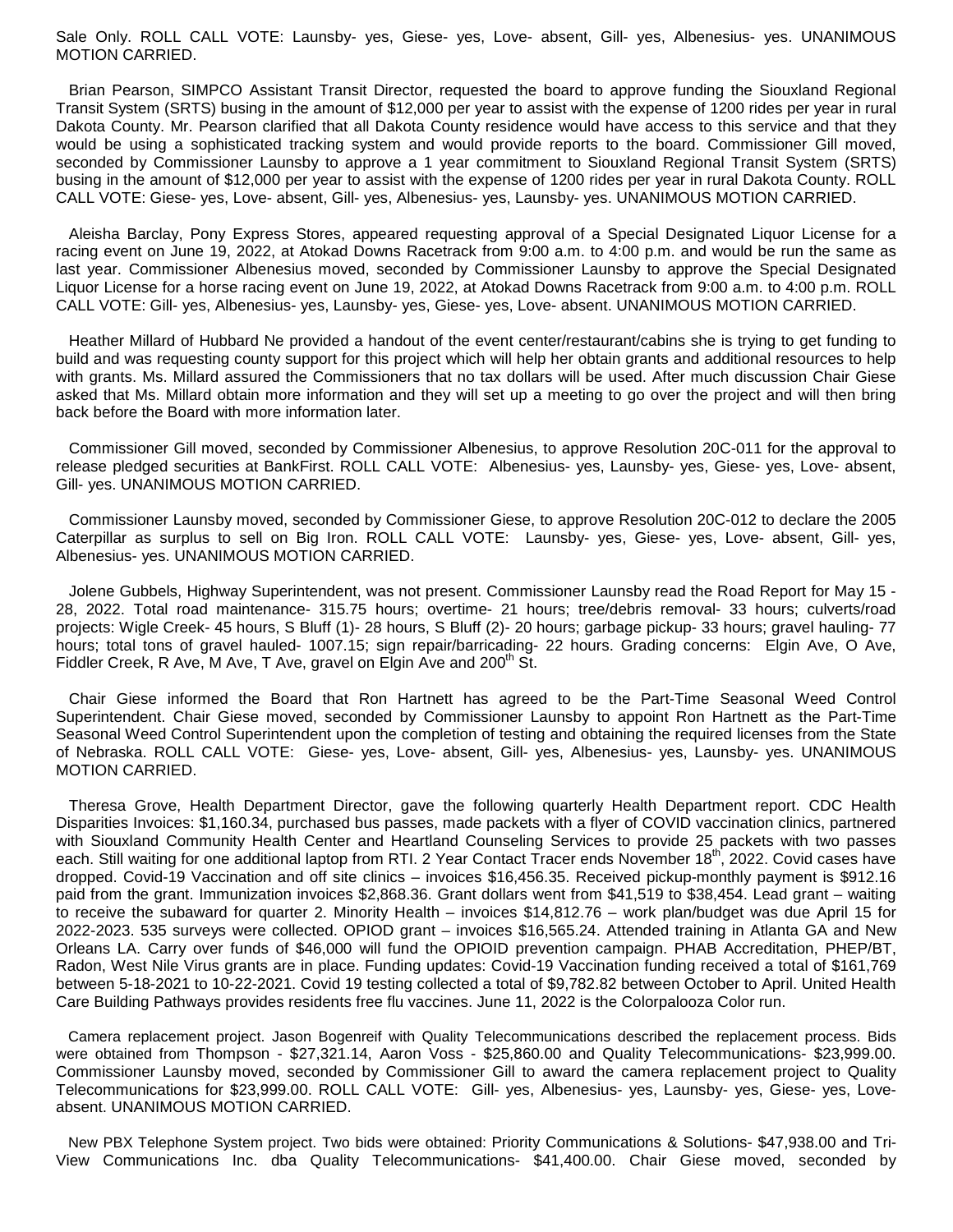Sale Only. ROLL CALL VOTE: Launsby- yes, Giese- yes, Love- absent, Gill- yes, Albenesius- yes. UNANIMOUS MOTION CARRIED.

Brian Pearson, SIMPCO Assistant Transit Director, requested the board to approve funding the Siouxland Regional Transit System (SRTS) busing in the amount of $12,000 per year to assist with the expense of 1200 rides per year in rural Dakota County. Mr. Pearson clarified that all Dakota County residence would have access to this service and that they would be using a sophisticated tracking system and would provide reports to the board. Commissioner Gill moved, seconded by Commissioner Launsby to approve a 1 year commitment to Siouxland Regional Transit System (SRTS) busing in the amount of $12,000 per year to assist with the expense of 1200 rides per year in rural Dakota County. ROLL CALL VOTE: Giese- yes, Love- absent, Gill- yes, Albenesius- yes, Launsby- yes. UNANIMOUS MOTION CARRIED.

Aleisha Barclay, Pony Express Stores, appeared requesting approval of a Special Designated Liquor License for a racing event on June 19, 2022, at Atokad Downs Racetrack from 9:00 a.m. to 4:00 p.m. and would be run the same as last year. Commissioner Albenesius moved, seconded by Commissioner Launsby to approve the Special Designated Liquor License for a horse racing event on June 19, 2022, at Atokad Downs Racetrack from 9:00 a.m. to 4:00 p.m. ROLL CALL VOTE: Gill- yes, Albenesius- yes, Launsby- yes, Giese- yes, Love- absent. UNANIMOUS MOTION CARRIED.

Heather Millard of Hubbard Ne provided a handout of the event center/restaurant/cabins she is trying to get funding to build and was requesting county support for this project which will help her obtain grants and additional resources to help with grants. Ms. Millard assured the Commissioners that no tax dollars will be used. After much discussion Chair Giese asked that Ms. Millard obtain more information and they will set up a meeting to go over the project and will then bring back before the Board with more information later.

Commissioner Gill moved, seconded by Commissioner Albenesius, to approve Resolution 20C-011 for the approval to release pledged securities at BankFirst. ROLL CALL VOTE: Albenesius- yes, Launsby- yes, Giese- yes, Love- absent, Gill- yes. UNANIMOUS MOTION CARRIED.

Commissioner Launsby moved, seconded by Commissioner Giese, to approve Resolution 20C-012 to declare the 2005 Caterpillar as surplus to sell on Big Iron. ROLL CALL VOTE: Launsby- yes, Giese- yes, Love- absent, Gill- yes, Albenesius- yes. UNANIMOUS MOTION CARRIED.

Jolene Gubbels, Highway Superintendent, was not present. Commissioner Launsby read the Road Report for May 15 - 28, 2022. Total road maintenance- 315.75 hours; overtime- 21 hours; tree/debris removal- 33 hours; culverts/road projects: Wigle Creek- 45 hours, S Bluff (1)- 28 hours, S Bluff (2)- 20 hours; garbage pickup- 33 hours; gravel hauling- 77 hours; total tons of gravel hauled- 1007.15; sign repair/barricading- 22 hours. Grading concerns: Elgin Ave, O Ave, Fiddler Creek, R Ave, M Ave, T Ave, gravel on Elgin Ave and 200th St.

Chair Giese informed the Board that Ron Hartnett has agreed to be the Part-Time Seasonal Weed Control Superintendent. Chair Giese moved, seconded by Commissioner Launsby to appoint Ron Hartnett as the Part-Time Seasonal Weed Control Superintendent upon the completion of testing and obtaining the required licenses from the State of Nebraska. ROLL CALL VOTE: Giese- yes, Love- absent, Gill- yes, Albenesius- yes, Launsby- yes. UNANIMOUS MOTION CARRIED.

Theresa Grove, Health Department Director, gave the following quarterly Health Department report. CDC Health Disparities Invoices: $1,160.34, purchased bus passes, made packets with a flyer of COVID vaccination clinics, partnered with Siouxland Community Health Center and Heartland Counseling Services to provide 25 packets with two passes each. Still waiting for one additional laptop from RTI. 2 Year Contact Tracer ends November 18th, 2022. Covid cases have dropped. Covid-19 Vaccination and off site clinics – invoices $16,456.35. Received pickup-monthly payment is $912.16 paid from the grant. Immunization invoices $2,868.36. Grant dollars went from $41,519 to $38,454. Lead grant – waiting to receive the subaward for quarter 2. Minority Health – invoices $14,812.76 – work plan/budget was due April 15 for 2022-2023. 535 surveys were collected. OPIOD grant – invoices $16,565.24. Attended training in Atlanta GA and New Orleans LA. Carry over funds of $46,000 will fund the OPIOID prevention campaign. PHAB Accreditation, PHEP/BT, Radon, West Nile Virus grants are in place. Funding updates: Covid-19 Vaccination funding received a total of $161,769 between 5-18-2021 to 10-22-2021. Covid 19 testing collected a total of $9,782.82 between October to April. United Health Care Building Pathways provides residents free flu vaccines. June 11, 2022 is the Colorpalooza Color run.

Camera replacement project. Jason Bogenreif with Quality Telecommunications described the replacement process. Bids were obtained from Thompson - $27,321.14, Aaron Voss - $25,860.00 and Quality Telecommunications- $23,999.00. Commissioner Launsby moved, seconded by Commissioner Gill to award the camera replacement project to Quality Telecommunications for $23,999.00. ROLL CALL VOTE: Gill- yes, Albenesius- yes, Launsby- yes, Giese- yes, Love- absent. UNANIMOUS MOTION CARRIED.

New PBX Telephone System project. Two bids were obtained: Priority Communications & Solutions- $47,938.00 and Tri-View Communications Inc. dba Quality Telecommunications- $41,400.00. Chair Giese moved, seconded by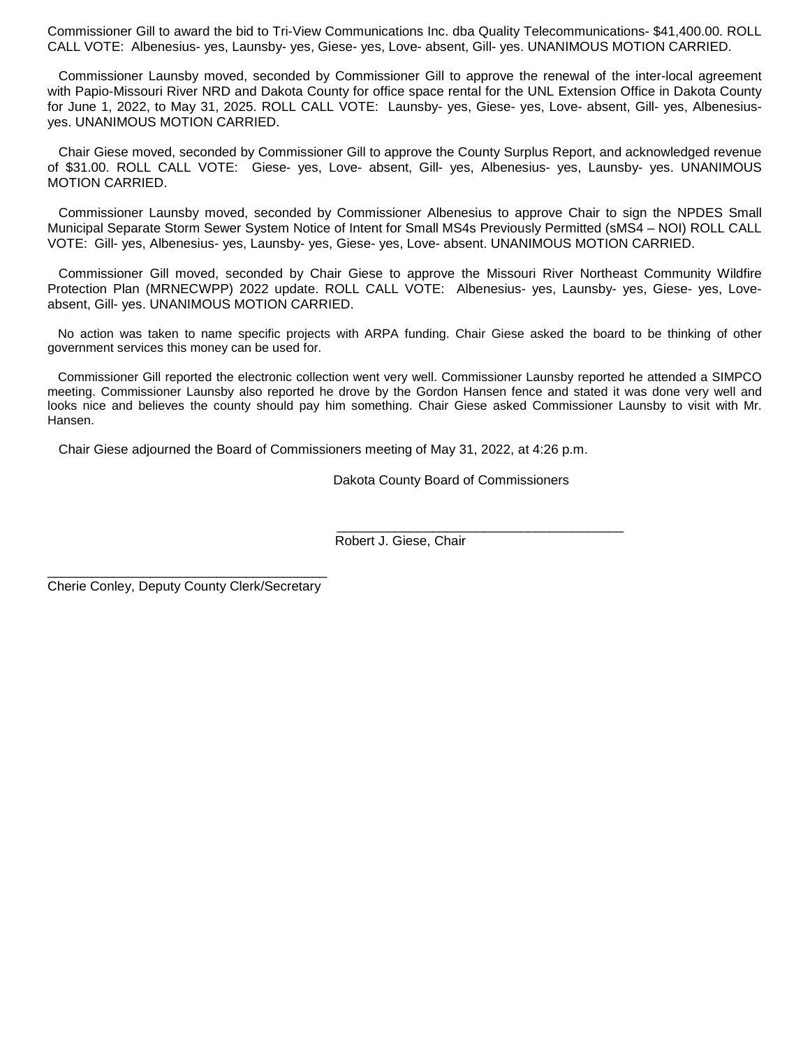Commissioner Gill to award the bid to Tri-View Communications Inc. dba Quality Telecommunications- $41,400.00. ROLL CALL VOTE: Albenesius- yes, Launsby- yes, Giese- yes, Love- absent, Gill- yes. UNANIMOUS MOTION CARRIED.

Commissioner Launsby moved, seconded by Commissioner Gill to approve the renewal of the inter-local agreement with Papio-Missouri River NRD and Dakota County for office space rental for the UNL Extension Office in Dakota County for June 1, 2022, to May 31, 2025. ROLL CALL VOTE: Launsby- yes, Giese- yes, Love- absent, Gill- yes, Albenesius- yes. UNANIMOUS MOTION CARRIED.

Chair Giese moved, seconded by Commissioner Gill to approve the County Surplus Report, and acknowledged revenue of $31.00. ROLL CALL VOTE: Giese- yes, Love- absent, Gill- yes, Albenesius- yes, Launsby- yes. UNANIMOUS MOTION CARRIED.

Commissioner Launsby moved, seconded by Commissioner Albenesius to approve Chair to sign the NPDES Small Municipal Separate Storm Sewer System Notice of Intent for Small MS4s Previously Permitted (sMS4 – NOI) ROLL CALL VOTE: Gill- yes, Albenesius- yes, Launsby- yes, Giese- yes, Love- absent. UNANIMOUS MOTION CARRIED.

Commissioner Gill moved, seconded by Chair Giese to approve the Missouri River Northeast Community Wildfire Protection Plan (MRNECWPP) 2022 update. ROLL CALL VOTE: Albenesius- yes, Launsby- yes, Giese- yes, Love- absent, Gill- yes. UNANIMOUS MOTION CARRIED.

No action was taken to name specific projects with ARPA funding. Chair Giese asked the board to be thinking of other government services this money can be used for.

Commissioner Gill reported the electronic collection went very well. Commissioner Launsby reported he attended a SIMPCO meeting. Commissioner Launsby also reported he drove by the Gordon Hansen fence and stated it was done very well and looks nice and believes the county should pay him something. Chair Giese asked Commissioner Launsby to visit with Mr. Hansen.

Chair Giese adjourned the Board of Commissioners meeting of May 31, 2022, at 4:26 p.m.

Dakota County Board of Commissioners

\_\_\_\_\_\_\_\_\_\_\_\_\_\_\_\_\_\_\_\_\_\_\_\_\_\_\_\_\_\_\_\_\_\_\_\_\_\_\_\_
Robert J. Giese, Chair

\_\_\_\_\_\_\_\_\_\_\_\_\_\_\_\_\_\_\_\_\_\_\_\_\_\_\_\_\_\_\_\_\_\_\_\_\_\_\_\_
Cherie Conley, Deputy County Clerk/Secretary